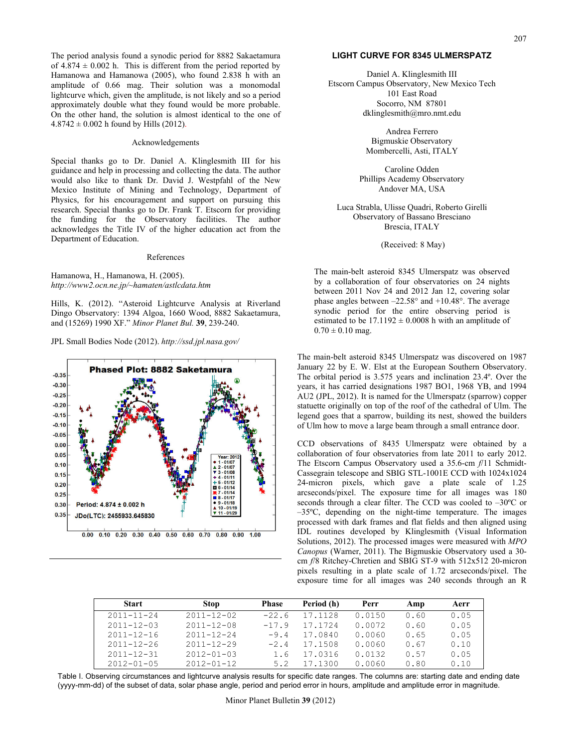The period analysis found a synodic period for 8882 Sakaetamura of 4.874 ± 0.002 h. This is different from the period reported by Hamanowa and Hamanowa (2005), who found 2.838 h with an amplitude of 0.66 mag. Their solution was a monomodal lightcurve which, given the amplitude, is not likely and so a period approximately double what they found would be more probable. On the other hand, the solution is almost identical to the one of 4.8742 ± 0.002 h found by Hills (2012).

### Acknowledgements

Special thanks go to Dr. Daniel A. Klinglesmith III for his guidance and help in processing and collecting the data. The author would also like to thank Dr. David J. Westpfahl of the New Mexico Institute of Mining and Technology, Department of Physics, for his encouragement and support on pursuing this research. Special thanks go to Dr. Frank T. Etscorn for providing the funding for the Observatory facilities. The author acknowledges the Title IV of the higher education act from the Department of Education.

### References

Hamanowa, H., Hamanowa, H. (2005). *http://www2.ocn.ne.jp/~hamaten/astlcdata.htm*

Hills, K. (2012). "Asteroid Lightcurve Analysis at Riverland Dingo Observatory: 1394 Algoa, 1660 Wood, 8882 Sakaetamura, and (15269) 1990 XF." *Minor Planet Bul.* **39**, 239-240.

JPL Small Bodies Node (2012). *http://ssd.jpl.nasa.gov/*

## LIGHT CURVE FOR 8345 ULMERSPATZ

Daniel A. Klinglesmith III
Etscorn Campus Observatory, New Mexico Tech
101 East Road
Socorro, NM 87801
dklinglesmith@mro.nmt.edu

Andrea Ferrero
Bigmuskie Observatory
Mombercelli, Asti, ITALY

Caroline Odden
Phillips Academy Observatory
Andover MA, USA

Luca Strabla, Ulisse Quadri, Roberto Girelli
Observatory of Bassano Bresciano
Brescia, ITALY

(Received: 8 May)

The main-belt asteroid 8345 Ulmerspatz was observed by a collaboration of four observatories on 24 nights between 2011 Nov 24 and 2012 Jan 12, covering solar phase angles between –22.58° and +10.48°. The average synodic period for the entire observing period is estimated to be 17.1192 ± 0.0008 h with an amplitude of 0.70 ± 0.10 mag.

The main-belt asteroid 8345 Ulmerspatz was discovered on 1987 January 22 by E. W. Elst at the European Southern Observatory. The orbital period is 3.575 years and inclination 23.4º. Over the years, it has carried designations 1987 BO1, 1968 YB, and 1994 AU2 (JPL, 2012). It is named for the Ulmerspatz (sparrow) copper statuette originally on top of the roof of the cathedral of Ulm. The legend goes that a sparrow, building its nest, showed the builders of Ulm how to move a large beam through a small entrance door.

CCD observations of 8435 Ulmerspatz were obtained by a collaboration of four observatories from late 2011 to early 2012. The Etscorn Campus Observatory used a 35.6-cm *f*/11 Schmidt-Cassegrain telescope and SBIG STL-1001E CCD with 1024x1024 24-micron pixels, which gave a plate scale of 1.25 arcseconds/pixel. The exposure time for all images was 180 seconds through a clear filter. The CCD was cooled to –30ºC or –35ºC, depending on the night-time temperature. The images processed with dark frames and flat fields and then aligned using IDL routines developed by Klinglesmith (Visual Information Solutions, 2012). The processed images were measured with *MPO Canopus* (Warner, 2011). The Bigmuskie Observatory used a 30-cm *f*/8 Ritchey-Chretien and SBIG ST-9 with 512x512 20-micron pixels resulting in a plate scale of 1.72 arcseconds/pixel. The exposure time for all images was 240 seconds through an R

| Start | Stop | Phase | Period (h) | Perr | Amp | Aerr |
|---|---|---|---|---|---|---|
| 2011-11-24 | 2011-12-02 | -22.6 | 17.1128 | 0.0150 | 0.60 | 0.05 |
| 2011-12-03 | 2011-12-08 | -17.9 | 17.1724 | 0.0072 | 0.60 | 0.05 |
| 2011-12-16 | 2011-12-24 | -9.4 | 17.0840 | 0.0060 | 0.65 | 0.05 |
| 2011-12-26 | 2011-12-29 | -2.4 | 17.1508 | 0.0060 | 0.67 | 0.10 |
| 2011-12-31 | 2012-01-03 | 1.6 | 17.0316 | 0.0132 | 0.57 | 0.05 |
| 2012-01-05 | 2012-01-12 | 5.2 | 17.1300 | 0.0060 | 0.80 | 0.10 |

Table I. Observing circumstances and lightcurve analysis results for specific date ranges. The columns are: starting date and ending date (yyyy-mm-dd) of the subset of data, solar phase angle, period and period error in hours, amplitude and amplitude error in magnitude.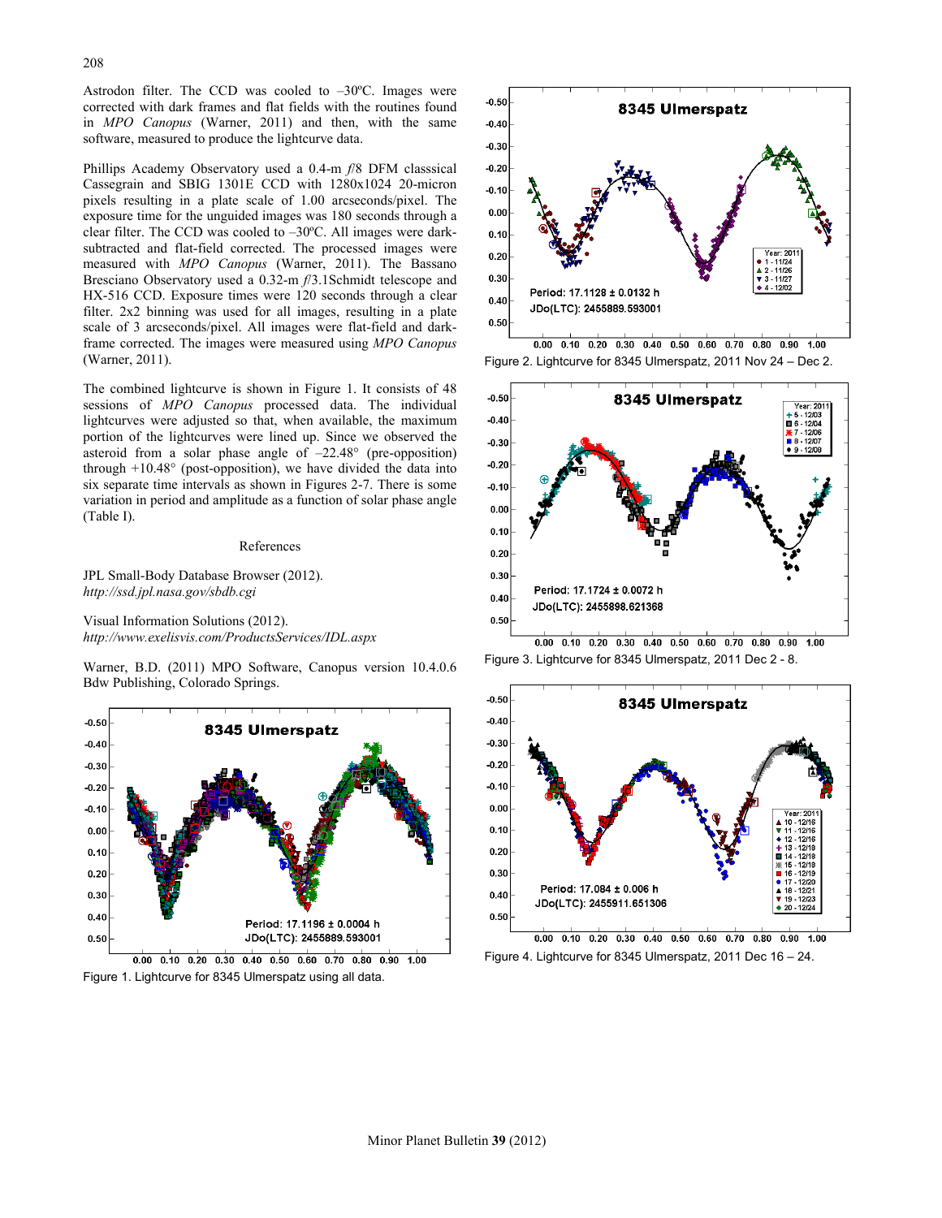Astrodon filter. The CCD was cooled to –30ºC. Images were corrected with dark frames and flat fields with the routines found in *MPO Canopus* (Warner, 2011) and then, with the same software, measured to produce the lightcurve data.

Phillips Academy Observatory used a 0.4-m *f*/8 DFM classsical Cassegrain and SBIG 1301E CCD with 1280x1024 20-micron pixels resulting in a plate scale of 1.00 arcseconds/pixel. The exposure time for the unguided images was 180 seconds through a clear filter. The CCD was cooled to –30ºC. All images were dark-subtracted and flat-field corrected. The processed images were measured with *MPO Canopus* (Warner, 2011). The Bassano Bresciano Observatory used a 0.32-m *f*/3.1Schmidt telescope and HX-516 CCD. Exposure times were 120 seconds through a clear filter. 2x2 binning was used for all images, resulting in a plate scale of 3 arcseconds/pixel. All images were flat-field and dark-frame corrected. The images were measured using *MPO Canopus* (Warner, 2011).

The combined lightcurve is shown in Figure 1. It consists of 48 sessions of *MPO Canopus* processed data. The individual lightcurves were adjusted so that, when available, the maximum portion of the lightcurves were lined up. Since we observed the asteroid from a solar phase angle of –22.48° (pre-opposition) through +10.48° (post-opposition), we have divided the data into six separate time intervals as shown in Figures 2-7. There is some variation in period and amplitude as a function of solar phase angle (Table I).

## References

JPL Small-Body Database Browser (2012). *http://ssd.jpl.nasa.gov/sbdb.cgi*

Visual Information Solutions (2012). *http://www.exelisvis.com/ProductsServices/IDL.aspx*

Warner, B.D. (2011) MPO Software, Canopus version 10.4.0.6 Bdw Publishing, Colorado Springs.

Figure 1. Lightcurve for 8345 Ulmerspatz using all data.

Figure 2. Lightcurve for 8345 Ulmerspatz, 2011 Nov 24 – Dec 2.

Figure 3. Lightcurve for 8345 Ulmerspatz, 2011 Dec 2 - 8.

Figure 4. Lightcurve for 8345 Ulmerspatz, 2011 Dec 16 – 24.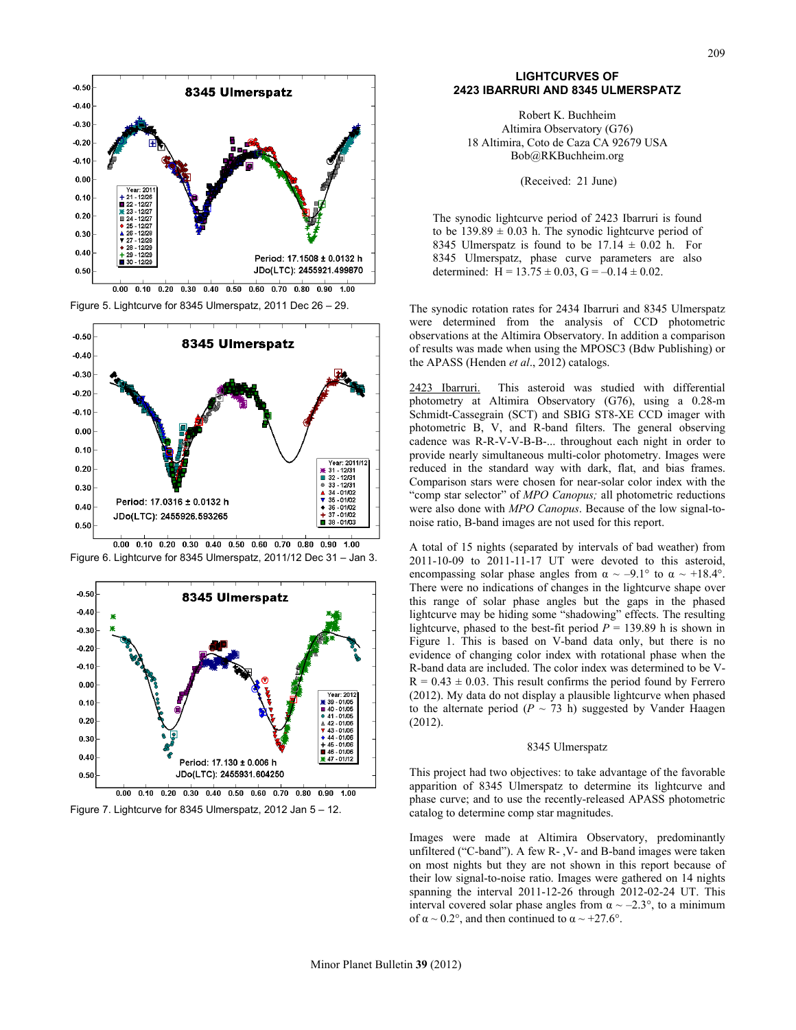Figure 5. Lightcurve for 8345 Ulmerspatz, 2011 Dec 26 – 29.

Figure 6. Lightcurve for 8345 Ulmerspatz, 2011/12 Dec 31 – Jan 3.

Figure 7. Lightcurve for 8345 Ulmerspatz, 2012 Jan 5 – 12.

# LIGHTCURVES OF 2423 IBARRURI AND 8345 ULMERSPATZ

Robert K. Buchheim
Altimira Observatory (G76)
18 Altimira, Coto de Caza CA 92679 USA
Bob@RKBuchheim.org

(Received: 21 June)

The synodic lightcurve period of 2423 Ibarruri is found to be 139.89 ± 0.03 h. The synodic lightcurve period of 8345 Ulmerspatz is found to be 17.14 ± 0.02 h. For 8345 Ulmerspatz, phase curve parameters are also determined: H = 13.75 ± 0.03, G = –0.14 ± 0.02.

The synodic rotation rates for 2434 Ibarruri and 8345 Ulmerspatz were determined from the analysis of CCD photometric observations at the Altimira Observatory. In addition a comparison of results was made when using the MPOSC3 (Bdw Publishing) or the APASS (Henden *et al*., 2012) catalogs.

2423 Ibarruri. This asteroid was studied with differential photometry at Altimira Observatory (G76), using a 0.28-m Schmidt-Cassegrain (SCT) and SBIG ST8-XE CCD imager with photometric B, V, and R-band filters. The general observing cadence was R-R-V-V-B-B-... throughout each night in order to provide nearly simultaneous multi-color photometry. Images were reduced in the standard way with dark, flat, and bias frames. Comparison stars were chosen for near-solar color index with the "comp star selector" of *MPO Canopus;* all photometric reductions were also done with *MPO Canopus*. Because of the low signal-to-noise ratio, B-band images are not used for this report.

A total of 15 nights (separated by intervals of bad weather) from 2011-10-09 to 2011-11-17 UT were devoted to this asteroid, encompassing solar phase angles from $\alpha \sim -9.1°$ to $\alpha \sim +18.4°$. There were no indications of changes in the lightcurve shape over this range of solar phase angles but the gaps in the phased lightcurve may be hiding some "shadowing" effects. The resulting lightcurve, phased to the best-fit period $P$ = 139.89 h is shown in Figure 1. This is based on V-band data only, but there is no evidence of changing color index with rotational phase when the R-band data are included. The color index was determined to be V-R = 0.43 ± 0.03. This result confirms the period found by Ferrero (2012). My data do not display a plausible lightcurve when phased to the alternate period ($P \sim$ 73 h) suggested by Vander Haagen (2012).

## 8345 Ulmerspatz

This project had two objectives: to take advantage of the favorable apparition of 8345 Ulmerspatz to determine its lightcurve and phase curve; and to use the recently-released APASS photometric catalog to determine comp star magnitudes.

Images were made at Altimira Observatory, predominantly unfiltered ("C-band"). A few R- ,V- and B-band images were taken on most nights but they are not shown in this report because of their low signal-to-noise ratio. Images were gathered on 14 nights spanning the interval 2011-12-26 through 2012-02-24 UT. This interval covered solar phase angles from $\alpha \sim -2.3°$, to a minimum of $\alpha \sim 0.2°$, and then continued to $\alpha \sim +27.6°$.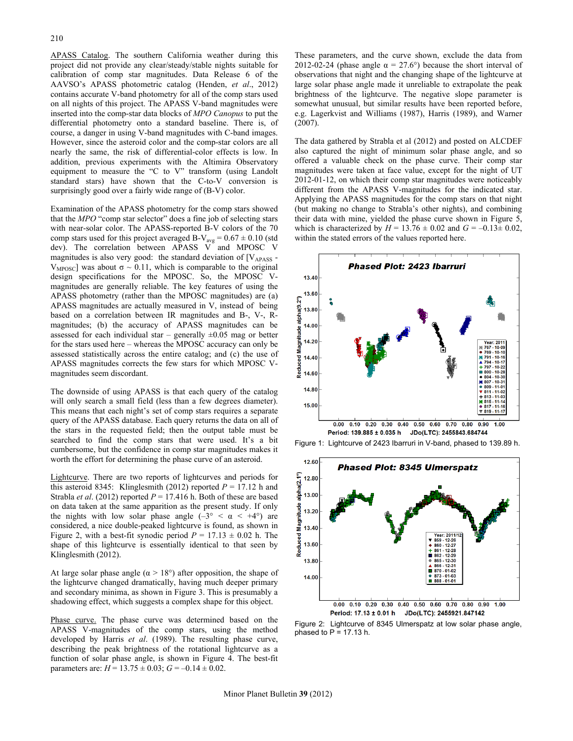APASS Catalog. The southern California weather during this project did not provide any clear/steady/stable nights suitable for calibration of comp star magnitudes. Data Release 6 of the AAVSO's APASS photometric catalog (Henden, *et al*., 2012) contains accurate V-band photometry for all of the comp stars used on all nights of this project. The APASS V-band magnitudes were inserted into the comp-star data blocks of *MPO Canopus* to put the differential photometry onto a standard baseline. There is, of course, a danger in using V-band magnitudes with C-band images. However, since the asteroid color and the comp-star colors are all nearly the same, the risk of differential-color effects is low. In addition, previous experiments with the Altimira Observatory equipment to measure the "C to V" transform (using Landolt standard stars) have shown that the C-to-V conversion is surprisingly good over a fairly wide range of (B-V) color.

Examination of the APASS photometry for the comp stars showed that the *MPO* "comp star selector" does a fine job of selecting stars with near-solar color. The APASS-reported B-V colors of the 70 comp stars used for this project averaged $B\text{-}V_{avg} = 0.67 \pm 0.10$ (std dev). The correlation between APASS V and MPOSC V magnitudes is also very good: the standard deviation of [$V_{APASS}$ - $V_{MPOSC}$] was about $\sigma \sim 0.11$, which is comparable to the original design specifications for the MPOSC. So, the MPOSC V-magnitudes are generally reliable. The key features of using the APASS photometry (rather than the MPOSC magnitudes) are (a) APASS magnitudes are actually measured in V, instead of being based on a correlation between IR magnitudes and B-, V-, R-magnitudes; (b) the accuracy of APASS magnitudes can be assessed for each individual star – generally ±0.05 mag or better for the stars used here – whereas the MPOSC accuracy can only be assessed statistically across the entire catalog; and (c) the use of APASS magnitudes corrects the few stars for which MPOSC V-magnitudes seem discordant.

The downside of using APASS is that each query of the catalog will only search a small field (less than a few degrees diameter). This means that each night's set of comp stars requires a separate query of the APASS database. Each query returns the data on all of the stars in the requested field; then the output table must be searched to find the comp stars that were used. It's a bit cumbersome, but the confidence in comp star magnitudes makes it worth the effort for determining the phase curve of an asteroid.

Lightcurve. There are two reports of lightcurves and periods for this asteroid 8345: Klinglesmith (2012) reported $P = 17.12$ h and Strabla *et al*. (2012) reported $P = 17.416$ h. Both of these are based on data taken at the same apparition as the present study. If only the nights with low solar phase angle ($-3° < \alpha < +4°$) are considered, a nice double-peaked lightcurve is found, as shown in Figure 2, with a best-fit synodic period $P = 17.13 \pm 0.02$ h. The shape of this lightcurve is essentially identical to that seen by Klinglesmith (2012).

At large solar phase angle ($\alpha > 18°$) after opposition, the shape of the lightcurve changed dramatically, having much deeper primary and secondary minima, as shown in Figure 3. This is presumably a shadowing effect, which suggests a complex shape for this object.

Phase curve. The phase curve was determined based on the APASS V-magnitudes of the comp stars, using the method developed by Harris *et al*. (1989). The resulting phase curve, describing the peak brightness of the rotational lightcurve as a function of solar phase angle, is shown in Figure 4. The best-fit parameters are: $H = 13.75 \pm 0.03$; $G = -0.14 \pm 0.02$.

These parameters, and the curve shown, exclude the data from 2012-02-24 (phase angle $\alpha = 27.6°$) because the short interval of observations that night and the changing shape of the lightcurve at large solar phase angle made it unreliable to extrapolate the peak brightness of the lightcurve. The negative slope parameter is somewhat unusual, but similar results have been reported before, e.g. Lagerkvist and Williams (1987), Harris (1989), and Warner (2007).

The data gathered by Strabla et al (2012) and posted on ALCDEF also captured the night of minimum solar phase angle, and so offered a valuable check on the phase curve. Their comp star magnitudes were taken at face value, except for the night of UT 2012-01-12, on which their comp star magnitudes were noticeably different from the APASS V-magnitudes for the indicated star. Applying the APASS magnitudes for the comp stars on that night (but making no change to Strabla's other nights), and combining their data with mine, yielded the phase curve shown in Figure 5, which is characterized by $H = 13.76 \pm 0.02$ and $G = -0.13 \pm 0.02$, within the stated errors of the values reported here.

Figure 1: Lightcurve of 2423 Ibarruri in V-band, phased to 139.89 h.

Figure 2: Lightcurve of 8345 Ulmerspatz at low solar phase angle, phased to P = 17.13 h.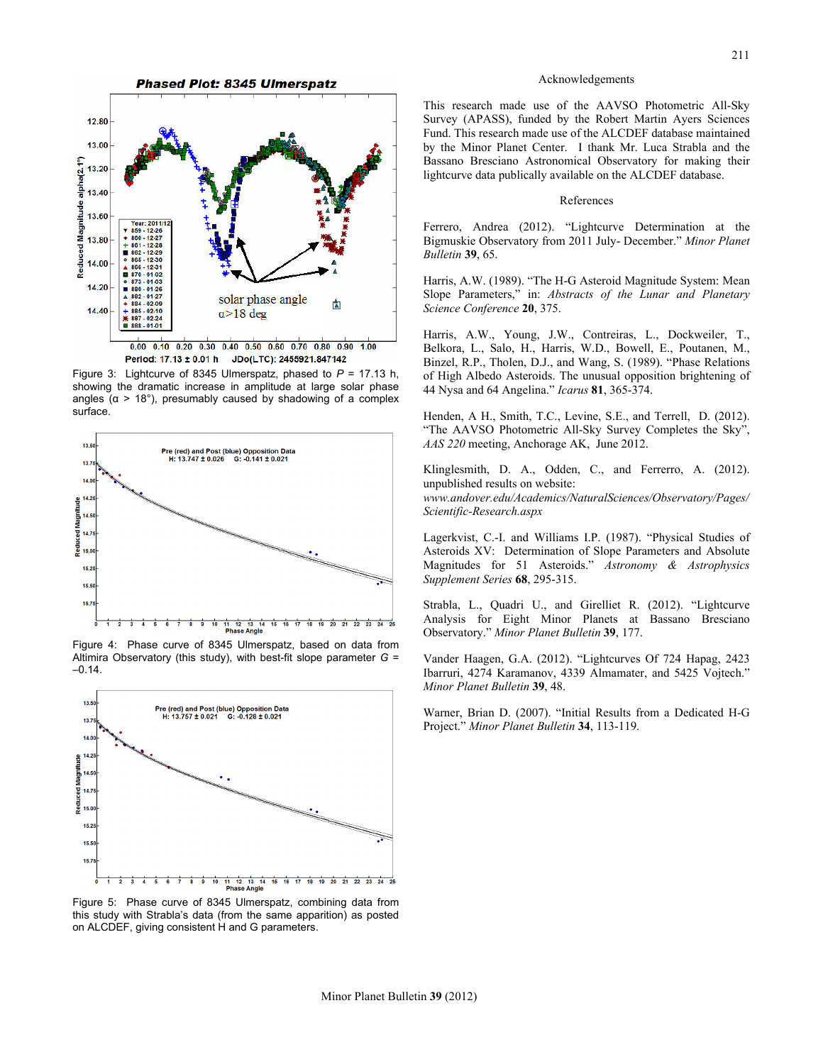Phased Plot: 8345 Ulmerspatz

Reduced Magnitude alpha(2.1°)

12.80
13.00
13.20
13.40
13.60
13.80
14.00
14.20
14.40

Year: 2011/12
859 - 12-26
860 - 12-27
861 - 12-28
862 - 12-29
865 - 12-30
866 - 12-31
870 - 01-02
873 - 01-03
880 - 01-26
882 - 01-27
884 - 02-09
885 - 02-10
887 - 02-24
888 - 01-01

solar phase angle
α>18 deg

0.00 0.10 0.20 0.30 0.40 0.50 0.60 0.70 0.80 0.90 1.00

Period: 17.13 ± 0.01 h JDo(LTC): 2455921.847142

Figure 3: Lightcurve of 8345 Ulmerspatz, phased to $P$ = 17.13 h, showing the dramatic increase in amplitude at large solar phase angles (α > 18°), presumably caused by shadowing of a complex surface.

Pre (red) and Post (blue) Opposition Data
H: 13.747 ± 0.026 G: -0.141 ± 0.021

Reduced Magnitude

13.50
13.75
14.00
14.25
14.50
14.75
15.00
15.25
15.50
15.75

0 1 2 3 4 5 6 7 8 9 10 11 12 13 14 15 16 17 18 19 20 21 22 23 24 25

Phase Angle

Figure 4: Phase curve of 8345 Ulmerspatz, based on data from Altimira Observatory (this study), with best-fit slope parameter $G$ = –0.14.

Pre (red) and Post (blue) Opposition Data
H: 13.757 ± 0.021 G: -0.128 ± 0.021

Reduced Magnitude

13.50
13.75
14.00
14.25
14.50
14.75
15.00
15.25
15.50
15.75

0 1 2 3 4 5 6 7 8 9 10 11 12 13 14 15 16 17 18 19 20 21 22 23 24 25

Phase Angle

Figure 5: Phase curve of 8345 Ulmerspatz, combining data from this study with Strabla's data (from the same apparition) as posted on ALCDEF, giving consistent H and G parameters.

## Acknowledgements

This research made use of the AAVSO Photometric All-Sky Survey (APASS), funded by the Robert Martin Ayers Sciences Fund. This research made use of the ALCDEF database maintained by the Minor Planet Center. I thank Mr. Luca Strabla and the Bassano Bresciano Astronomical Observatory for making their lightcurve data publically available on the ALCDEF database.

## References

Ferrero, Andrea (2012). "Lightcurve Determination at the Bigmuskie Observatory from 2011 July- December." *Minor Planet Bulletin* **39**, 65.

Harris, A.W. (1989). "The H-G Asteroid Magnitude System: Mean Slope Parameters," in: *Abstracts of the Lunar and Planetary Science Conference* **20**, 375.

Harris, A.W., Young, J.W., Contreiras, L., Dockweiler, T., Belkora, L., Salo, H., Harris, W.D., Bowell, E., Poutanen, M., Binzel, R.P., Tholen, D.J., and Wang, S. (1989). "Phase Relations of High Albedo Asteroids. The unusual opposition brightening of 44 Nysa and 64 Angelina." *Icarus* **81**, 365-374.

Henden, A H., Smith, T.C., Levine, S.E., and Terrell, D. (2012). "The AAVSO Photometric All-Sky Survey Completes the Sky", *AAS 220* meeting, Anchorage AK, June 2012.

Klinglesmith, D. A., Odden, C., and Ferrero, A. (2012). unpublished results on website:
*www.andover.edu/Academics/NaturalSciences/Observatory/Pages/Scientific-Research.aspx*

Lagerkvist, C.-I. and Williams I.P. (1987). "Physical Studies of Asteroids XV: Determination of Slope Parameters and Absolute Magnitudes for 51 Asteroids." *Astronomy & Astrophysics Supplement Series* **68**, 295-315.

Strabla, L., Quadri U., and Girelliet R. (2012). "Lightcurve Analysis for Eight Minor Planets at Bassano Bresciano Observatory." *Minor Planet Bulletin* **39**, 177.

Vander Haagen, G.A. (2012). "Lightcurves Of 724 Hapag, 2423 Ibarruri, 4274 Karamanov, 4339 Almamater, and 5425 Vojtech." *Minor Planet Bulletin* **39**, 48.

Warner, Brian D. (2007). "Initial Results from a Dedicated H-G Project." *Minor Planet Bulletin* **34**, 113-119.